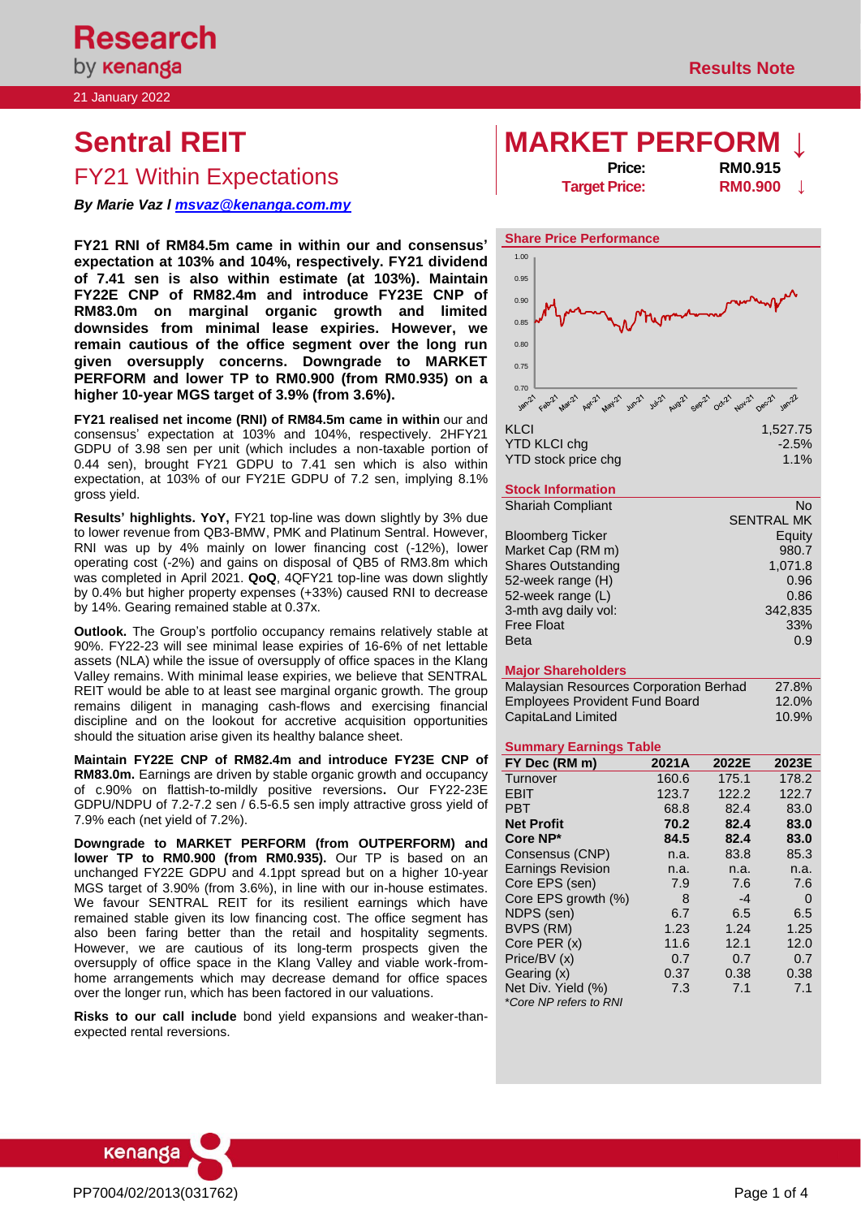21 January 2022

# Sentral REIT

## FY21 Within Expectations

***By Marie Vaz / msvaz@kenanga.com.my***

# MARKET PERFORM ↓

**Price:** RM0.915

**Target Price:** RM0.900 ↓

**FY21 RNI of RM84.5m came in within our and consensus' expectation at 103% and 104%, respectively. FY21 dividend of 7.41 sen is also within estimate (at 103%). Maintain FY22E CNP of RM82.4m and introduce FY23E CNP of RM83.0m on marginal organic growth and limited downsides from minimal lease expiries. However, we remain cautious of the office segment over the long run given oversupply concerns. Downgrade to MARKET PERFORM and lower TP to RM0.900 (from RM0.935) on a higher 10-year MGS target of 3.9% (from 3.6%).**

**FY21 realised net income (RNI) of RM84.5m came in within** our and consensus' expectation at 103% and 104%, respectively. 2HFY21 GDPU of 3.98 sen per unit (which includes a non-taxable portion of 0.44 sen), brought FY21 GDPU to 7.41 sen which is also within expectation, at 103% of our FY21E GDPU of 7.2 sen, implying 8.1% gross yield.

**Results' highlights. YoY,** FY21 top-line was down slightly by 3% due to lower revenue from QB3-BMW, PMK and Platinum Sentral. However, RNI was up by 4% mainly on lower financing cost (-12%), lower operating cost (-2%) and gains on disposal of QB5 of RM3.8m which was completed in April 2021. **QoQ**, 4QFY21 top-line was down slightly by 0.4% but higher property expenses (+33%) caused RNI to decrease by 14%. Gearing remained stable at 0.37x.

**Outlook.** The Group's portfolio occupancy remains relatively stable at 90%. FY22-23 will see minimal lease expiries of 16-6% of net lettable assets (NLA) while the issue of oversupply of office spaces in the Klang Valley remains. With minimal lease expiries, we believe that SENTRAL REIT would be able to at least see marginal organic growth. The group remains diligent in managing cash-flows and exercising financial discipline and on the lookout for accretive acquisition opportunities should the situation arise given its healthy balance sheet.

**Maintain FY22E CNP of RM82.4m and introduce FY23E CNP of RM83.0m.** Earnings are driven by stable organic growth and occupancy of c.90% on flattish-to-mildly positive reversions**.** Our FY22-23E GDPU/NDPU of 7.2-7.2 sen / 6.5-6.5 sen imply attractive gross yield of 7.9% each (net yield of 7.2%).

**Downgrade to MARKET PERFORM (from OUTPERFORM) and lower TP to RM0.900 (from RM0.935).** Our TP is based on an unchanged FY22E GDPU and 4.1ppt spread but on a higher 10-year MGS target of 3.90% (from 3.6%), in line with our in-house estimates. We favour SENTRAL REIT for its resilient earnings which have remained stable given its low financing cost. The office segment has also been faring better than the retail and hospitality segments. However, we are cautious of its long-term prospects given the oversupply of office space in the Klang Valley and viable work-from-home arrangements which may decrease demand for office spaces over the longer run, which has been factored in our valuations.

**Risks to our call include** bond yield expansions and weaker-than-expected rental reversions.

### Share Price Performance

| | |
|---|---|
| KLCI | 1,527.75 |
| YTD KLCI chg | -2.5% |
| YTD stock price chg | 1.1% |

### Stock Information

| | |
|---|---|
| Shariah Compliant | No |
| Bloomberg Ticker | SENTRAL MK Equity |
| Market Cap (RM m) | 980.7 |
| Shares Outstanding | 1,071.8 |
| 52-week range (H) | 0.96 |
| 52-week range (L) | 0.86 |
| 3-mth avg daily vol: | 342,835 |
| Free Float | 33% |
| Beta | 0.9 |

### Major Shareholders

| | |
|---|---|
| Malaysian Resources Corporation Berhad | 27.8% |
| Employees Provident Fund Board | 12.0% |
| CapitaLand Limited | 10.9% |

### Summary Earnings Table

| FY Dec (RM m) | 2021A | 2022E | 2023E |
|---|---|---|---|
| Turnover | 160.6 | 175.1 | 178.2 |
| EBIT | 123.7 | 122.2 | 122.7 |
| PBT | 68.8 | 82.4 | 83.0 |
| **Net Profit** | **70.2** | **82.4** | **83.0** |
| **Core NP*** | **84.5** | **82.4** | **83.0** |
| Consensus (CNP) | n.a. | 83.8 | 85.3 |
| Earnings Revision | n.a. | n.a. | n.a. |
| Core EPS (sen) | 7.9 | 7.6 | 7.6 |
| Core EPS growth (%) | 8 | -4 | 0 |
| NDPS (sen) | 6.7 | 6.5 | 6.5 |
| BVPS (RM) | 1.23 | 1.24 | 1.25 |
| Core PER (x) | 11.6 | 12.1 | 12.0 |
| Price/BV (x) | 0.7 | 0.7 | 0.7 |
| Gearing (x) | 0.37 | 0.38 | 0.38 |
| Net Div. Yield (%) | 7.3 | 7.1 | 7.1 |

*\*Core NP refers to RNI*

PP7004/02/2013(031762)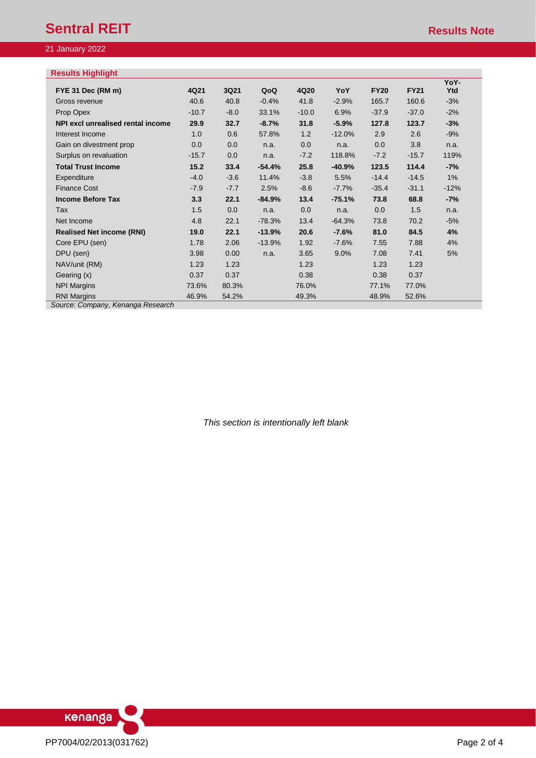**Results Highlight**

| FYE 31 Dec (RM m) | 4Q21 | 3Q21 | QoQ | 4Q20 | YoY | FY20 | FY21 | YoY-Ytd |
|---|---|---|---|---|---|---|---|---|
| Gross revenue | 40.6 | 40.8 | -0.4% | 41.8 | -2.9% | 165.7 | 160.6 | -3% |
| Prop Opex | -10.7 | -8.0 | 33.1% | -10.0 | 6.9% | -37.9 | -37.0 | -2% |
| **NPI excl unrealised rental income** | **29.9** | **32.7** | **-8.7%** | **31.8** | **-5.9%** | **127.8** | **123.7** | **-3%** |
| Interest Income | 1.0 | 0.6 | 57.8% | 1.2 | -12.0% | 2.9 | 2.6 | -9% |
| Gain on divestment prop | 0.0 | 0.0 | n.a. | 0.0 | n.a. | 0.0 | 3.8 | n.a. |
| Surplus on revaluation | -15.7 | 0.0 | n.a. | -7.2 | 118.8% | -7.2 | -15.7 | 119% |
| **Total Trust Income** | **15.2** | **33.4** | **-54.4%** | **25.8** | **-40.9%** | **123.5** | **114.4** | **-7%** |
| Expenditure | -4.0 | -3.6 | 11.4% | -3.8 | 5.5% | -14.4 | -14.5 | 1% |
| Finance Cost | -7.9 | -7.7 | 2.5% | -8.6 | -7.7% | -35.4 | -31.1 | -12% |
| **Income Before Tax** | **3.3** | **22.1** | **-84.9%** | **13.4** | **-75.1%** | **73.8** | **68.8** | **-7%** |
| Tax | 1.5 | 0.0 | n.a. | 0.0 | n.a. | 0.0 | 1.5 | n.a. |
| Net Income | 4.8 | 22.1 | -78.3% | 13.4 | -64.3% | 73.8 | 70.2 | -5% |
| **Realised Net income (RNI)** | **19.0** | **22.1** | **-13.9%** | **20.6** | **-7.6%** | **81.0** | **84.5** | **4%** |
| Core EPU (sen) | 1.78 | 2.06 | -13.9% | 1.92 | -7.6% | 7.55 | 7.88 | 4% |
| DPU (sen) | 3.98 | 0.00 | n.a. | 3.65 | 9.0% | 7.08 | 7.41 | 5% |
| NAV/unit (RM) | 1.23 | 1.23 | | 1.23 | | 1.23 | 1.23 | |
| Gearing (x) | 0.37 | 0.37 | | 0.38 | | 0.38 | 0.37 | |
| NPI Margins | 73.6% | 80.3% | | 76.0% | | 77.1% | 77.0% | |
| RNI Margins | 46.9% | 54.2% | | 49.3% | | 48.9% | 52.6% | |

*Source: Company, Kenanga Research*

*This section is intentionally left blank*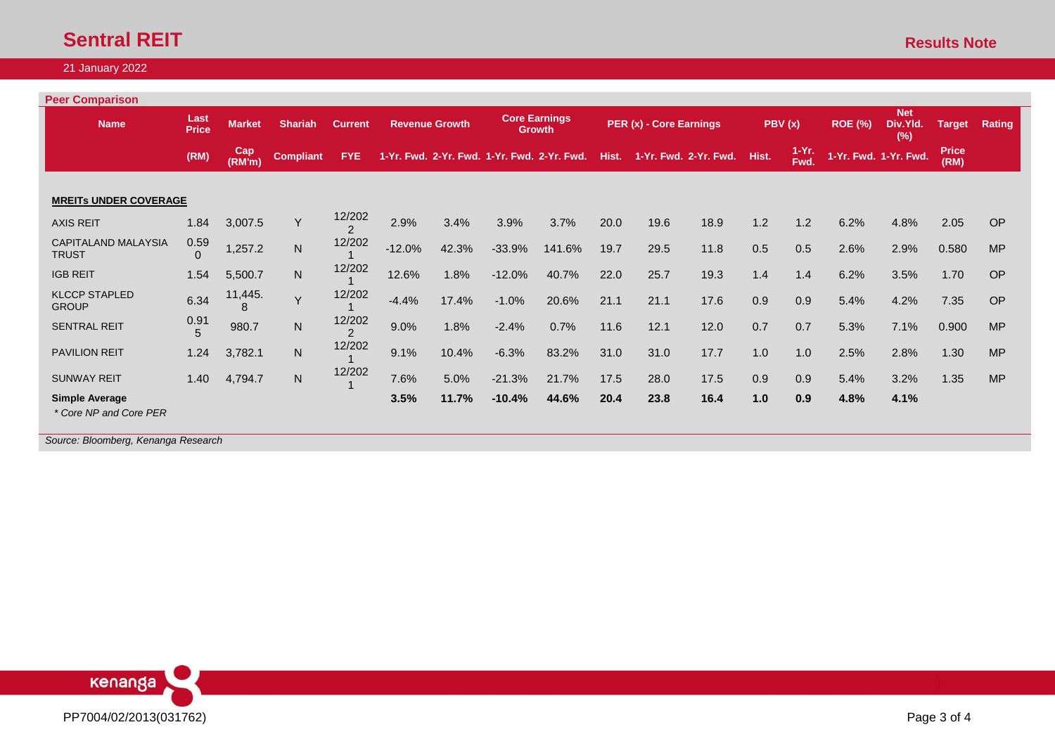## Peer Comparison

| Name | Last Price | Market | Shariah | Current | Revenue Growth | | Core Earnings Growth | | PER (x) - Core Earnings | | | PBV (x) | | ROE (%) | Net Div.Yld. (%) | Target | Rating |
|---|---|---|---|---|---|---|---|---|---|---|---|---|---|---|---|---|---|
| | (RM) | Cap (RM'm) | Compliant | FYE | 1-Yr. Fwd. | 2-Yr. Fwd. | 1-Yr. Fwd. | 2-Yr. Fwd. | Hist. | 1-Yr. Fwd. | 2-Yr. Fwd. | Hist. | 1-Yr. Fwd. | 1-Yr. Fwd. | 1-Yr. Fwd. | Price (RM) | |
| **MREITs UNDER COVERAGE** | | | | | | | | | | | | | | | | | |
| AXIS REIT | 1.84 | 3,007.5 | Y | 12/2022 | 2.9% | 3.4% | 3.9% | 3.7% | 20.0 | 19.6 | 18.9 | 1.2 | 1.2 | 6.2% | 4.8% | 2.05 | OP |
| CAPITALAND MALAYSIA TRUST | 0.590 | 1,257.2 | N | 12/2021 | -12.0% | 42.3% | -33.9% | 141.6% | 19.7 | 29.5 | 11.8 | 0.5 | 0.5 | 2.6% | 2.9% | 0.580 | MP |
| IGB REIT | 1.54 | 5,500.7 | N | 12/2021 | 12.6% | 1.8% | -12.0% | 40.7% | 22.0 | 25.7 | 19.3 | 1.4 | 1.4 | 6.2% | 3.5% | 1.70 | OP |
| KLCCP STAPLED GROUP | 6.34 | 11,445.8 | Y | 12/2021 | -4.4% | 17.4% | -1.0% | 20.6% | 21.1 | 21.1 | 17.6 | 0.9 | 0.9 | 5.4% | 4.2% | 7.35 | OP |
| SENTRAL REIT | 0.915 | 980.7 | N | 12/2022 | 9.0% | 1.8% | -2.4% | 0.7% | 11.6 | 12.1 | 12.0 | 0.7 | 0.7 | 5.3% | 7.1% | 0.900 | MP |
| PAVILION REIT | 1.24 | 3,782.1 | N | 12/2021 | 9.1% | 10.4% | -6.3% | 83.2% | 31.0 | 31.0 | 17.7 | 1.0 | 1.0 | 2.5% | 2.8% | 1.30 | MP |
| SUNWAY REIT | 1.40 | 4,794.7 | N | 12/2021 | 7.6% | 5.0% | -21.3% | 21.7% | 17.5 | 28.0 | 17.5 | 0.9 | 0.9 | 5.4% | 3.2% | 1.35 | MP |
| **Simple Average** | | | | | **3.5%** | **11.7%** | **-10.4%** | **44.6%** | **20.4** | **23.8** | **16.4** | **1.0** | **0.9** | **4.8%** | **4.1%** | | |

*\* Core NP and Core PER*

*Source: Bloomberg, Kenanga Research*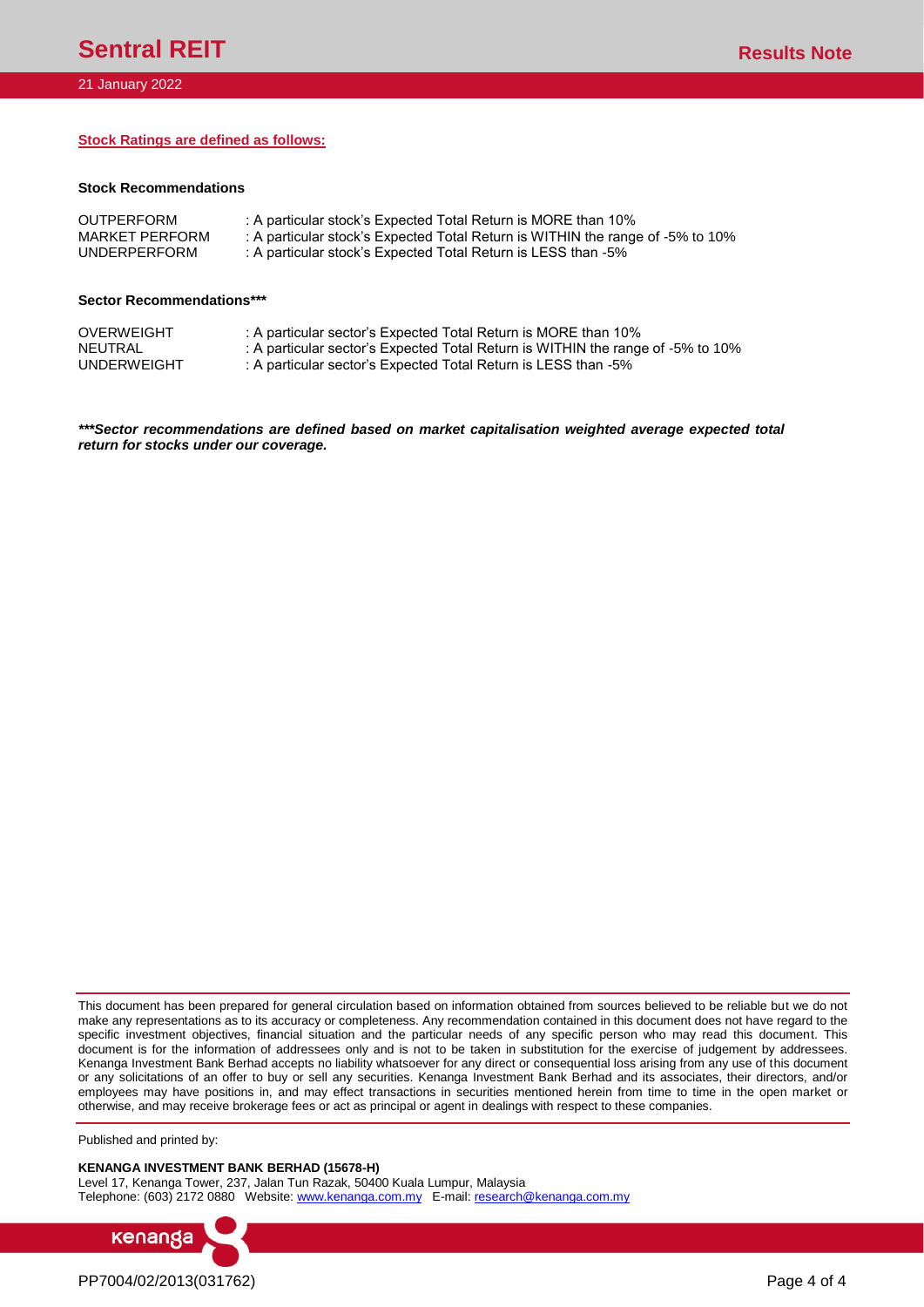**Stock Ratings are defined as follows:**

**Stock Recommendations**

| | |
|---|---|
| OUTPERFORM | : A particular stock's Expected Total Return is MORE than 10% |
| MARKET PERFORM | : A particular stock's Expected Total Return is WITHIN the range of -5% to 10% |
| UNDERPERFORM | : A particular stock's Expected Total Return is LESS than -5% |

**Sector Recommendations*****

| | |
|---|---|
| OVERWEIGHT | : A particular sector's Expected Total Return is MORE than 10% |
| NEUTRAL | : A particular sector's Expected Total Return is WITHIN the range of -5% to 10% |
| UNDERWEIGHT | : A particular sector's Expected Total Return is LESS than -5% |

***\*\*\*Sector recommendations are defined based on market capitalisation weighted average expected total return for stocks under our coverage.***

This document has been prepared for general circulation based on information obtained from sources believed to be reliable but we do not make any representations as to its accuracy or completeness. Any recommendation contained in this document does not have regard to the specific investment objectives, financial situation and the particular needs of any specific person who may read this document. This document is for the information of addressees only and is not to be taken in substitution for the exercise of judgement by addressees. Kenanga Investment Bank Berhad accepts no liability whatsoever for any direct or consequential loss arising from any use of this document or any solicitations of an offer to buy or sell any securities. Kenanga Investment Bank Berhad and its associates, their directors, and/or employees may have positions in, and may effect transactions in securities mentioned herein from time to time in the open market or otherwise, and may receive brokerage fees or act as principal or agent in dealings with respect to these companies.

Published and printed by:

**KENANGA INVESTMENT BANK BERHAD (15678-H)**
Level 17, Kenanga Tower, 237, Jalan Tun Razak, 50400 Kuala Lumpur, Malaysia
Telephone: (603) 2172 0880 Website: www.kenanga.com.my E-mail: research@kenanga.com.my

PP7004/02/2013(031762)